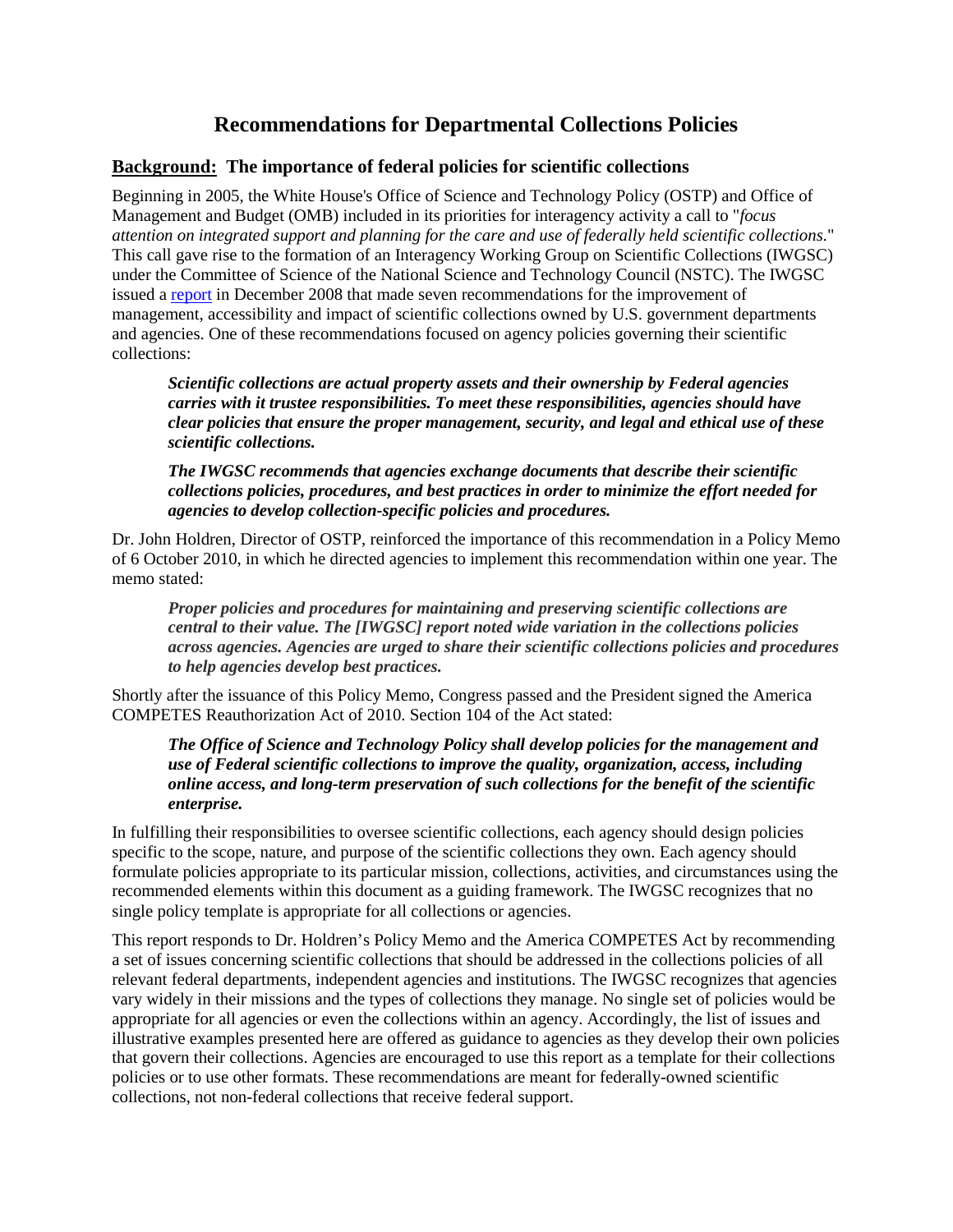# Recommendations for Departmental Collections Policies

## <u>Background:</u> The importance of federal policies for scientific collections

Beginning in 2005, the White House's Office of Science and Technology Policy (OSTP) and Office of Management and Budget (OMB) included in its priorities for interagency activity a call to "*focus attention on integrated support and planning for the care and use of federally held scientific collections.*" This call gave rise to the formation of an Interagency Working Group on Scientific Collections (IWGSC) under the Committee of Science of the National Science and Technology Council (NSTC). The IWGSC issued a report in December 2008 that made seven recommendations for the improvement of management, accessibility and impact of scientific collections owned by U.S. government departments and agencies. One of these recommendations focused on agency policies governing their scientific collections:

> ***Scientific collections are actual property assets and their ownership by Federal agencies carries with it trustee responsibilities. To meet these responsibilities, agencies should have clear policies that ensure the proper management, security, and legal and ethical use of these scientific collections.***
>
> ***The IWGSC recommends that agencies exchange documents that describe their scientific collections policies, procedures, and best practices in order to minimize the effort needed for agencies to develop collection-specific policies and procedures.***

Dr. John Holdren, Director of OSTP, reinforced the importance of this recommendation in a Policy Memo of 6 October 2010, in which he directed agencies to implement this recommendation within one year. The memo stated:

> ***Proper policies and procedures for maintaining and preserving scientific collections are central to their value. The [IWGSC] report noted wide variation in the collections policies across agencies. Agencies are urged to share their scientific collections policies and procedures to help agencies develop best practices.***

Shortly after the issuance of this Policy Memo, Congress passed and the President signed the America COMPETES Reauthorization Act of 2010. Section 104 of the Act stated:

> ***The Office of Science and Technology Policy shall develop policies for the management and use of Federal scientific collections to improve the quality, organization, access, including online access, and long-term preservation of such collections for the benefit of the scientific enterprise.***

In fulfilling their responsibilities to oversee scientific collections, each agency should design policies specific to the scope, nature, and purpose of the scientific collections they own. Each agency should formulate policies appropriate to its particular mission, collections, activities, and circumstances using the recommended elements within this document as a guiding framework. The IWGSC recognizes that no single policy template is appropriate for all collections or agencies.

This report responds to Dr. Holdren's Policy Memo and the America COMPETES Act by recommending a set of issues concerning scientific collections that should be addressed in the collections policies of all relevant federal departments, independent agencies and institutions. The IWGSC recognizes that agencies vary widely in their missions and the types of collections they manage. No single set of policies would be appropriate for all agencies or even the collections within an agency. Accordingly, the list of issues and illustrative examples presented here are offered as guidance to agencies as they develop their own policies that govern their collections. Agencies are encouraged to use this report as a template for their collections policies or to use other formats. These recommendations are meant for federally-owned scientific collections, not non-federal collections that receive federal support.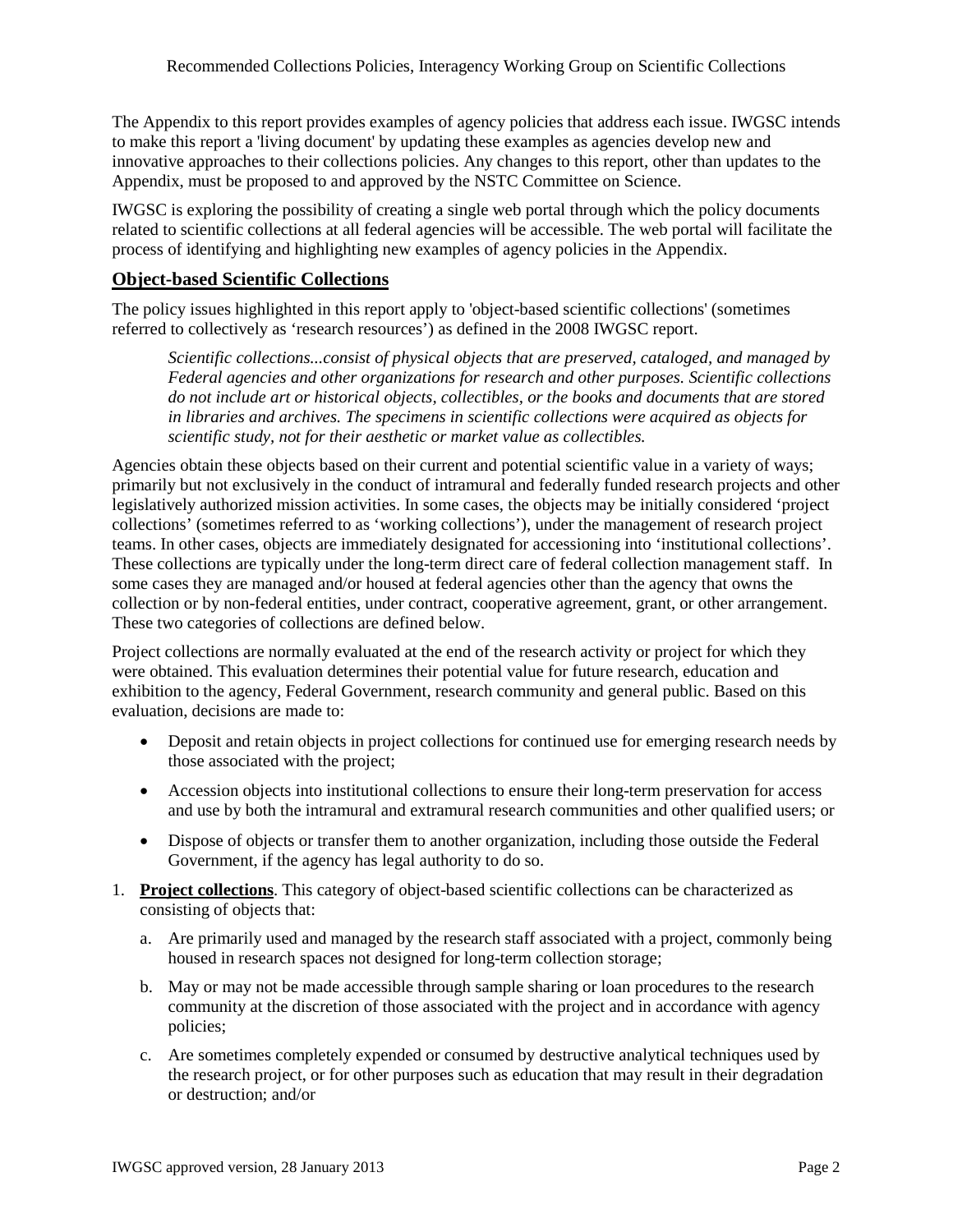The Appendix to this report provides examples of agency policies that address each issue. IWGSC intends to make this report a 'living document' by updating these examples as agencies develop new and innovative approaches to their collections policies. Any changes to this report, other than updates to the Appendix, must be proposed to and approved by the NSTC Committee on Science.

IWGSC is exploring the possibility of creating a single web portal through which the policy documents related to scientific collections at all federal agencies will be accessible. The web portal will facilitate the process of identifying and highlighting new examples of agency policies in the Appendix.

## Object-based Scientific Collections

The policy issues highlighted in this report apply to 'object-based scientific collections' (sometimes referred to collectively as 'research resources') as defined in the 2008 IWGSC report.

> *Scientific collections...consist of physical objects that are preserved, cataloged, and managed by Federal agencies and other organizations for research and other purposes. Scientific collections do not include art or historical objects, collectibles, or the books and documents that are stored in libraries and archives. The specimens in scientific collections were acquired as objects for scientific study, not for their aesthetic or market value as collectibles.*

Agencies obtain these objects based on their current and potential scientific value in a variety of ways; primarily but not exclusively in the conduct of intramural and federally funded research projects and other legislatively authorized mission activities. In some cases, the objects may be initially considered 'project collections' (sometimes referred to as 'working collections'), under the management of research project teams. In other cases, objects are immediately designated for accessioning into 'institutional collections'. These collections are typically under the long-term direct care of federal collection management staff. In some cases they are managed and/or housed at federal agencies other than the agency that owns the collection or by non-federal entities, under contract, cooperative agreement, grant, or other arrangement. These two categories of collections are defined below.

Project collections are normally evaluated at the end of the research activity or project for which they were obtained. This evaluation determines their potential value for future research, education and exhibition to the agency, Federal Government, research community and general public. Based on this evaluation, decisions are made to:

- Deposit and retain objects in project collections for continued use for emerging research needs by those associated with the project;
- Accession objects into institutional collections to ensure their long-term preservation for access and use by both the intramural and extramural research communities and other qualified users; or
- Dispose of objects or transfer them to another organization, including those outside the Federal Government, if the agency has legal authority to do so.

1. **Project collections**. This category of object-based scientific collections can be characterized as consisting of objects that:
   a. Are primarily used and managed by the research staff associated with a project, commonly being housed in research spaces not designed for long-term collection storage;
   b. May or may not be made accessible through sample sharing or loan procedures to the research community at the discretion of those associated with the project and in accordance with agency policies;
   c. Are sometimes completely expended or consumed by destructive analytical techniques used by the research project, or for other purposes such as education that may result in their degradation or destruction; and/or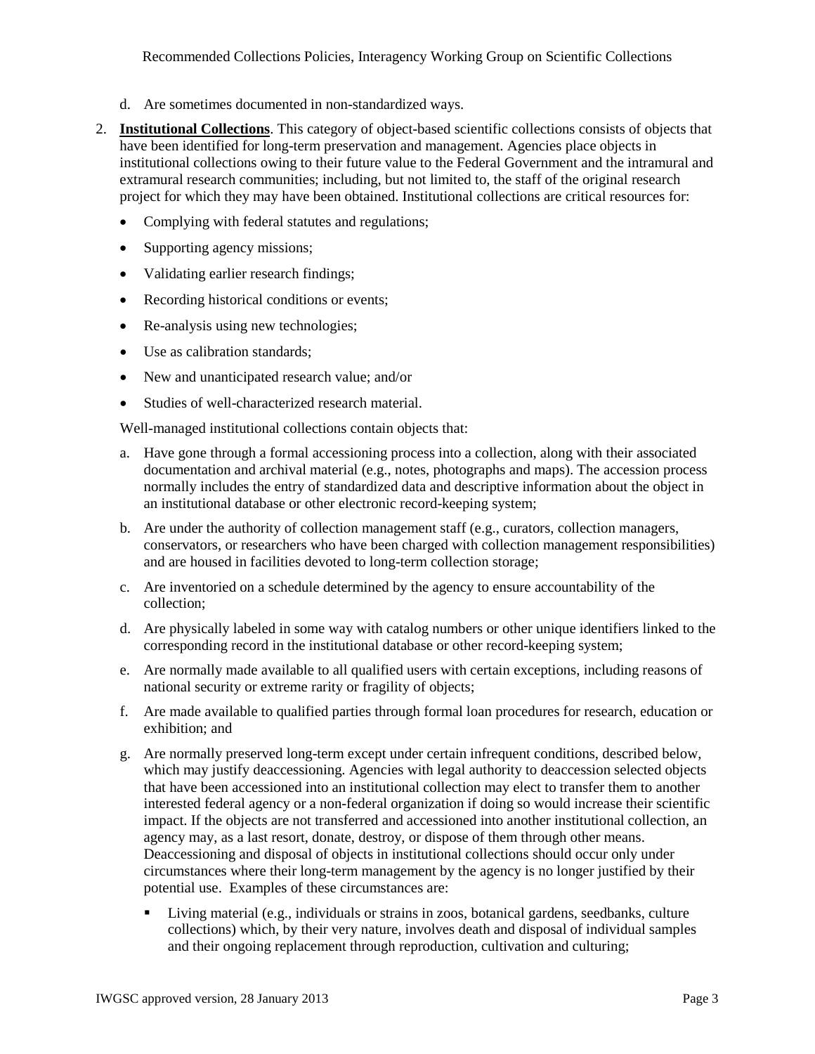d. Are sometimes documented in non-standardized ways.

2. **Institutional Collections**. This category of object-based scientific collections consists of objects that have been identified for long-term preservation and management. Agencies place objects in institutional collections owing to their future value to the Federal Government and the intramural and extramural research communities; including, but not limited to, the staff of the original research project for which they may have been obtained. Institutional collections are critical resources for:

   - Complying with federal statutes and regulations;
   - Supporting agency missions;
   - Validating earlier research findings;
   - Recording historical conditions or events;
   - Re-analysis using new technologies;
   - Use as calibration standards;
   - New and unanticipated research value; and/or
   - Studies of well-characterized research material.

   Well-managed institutional collections contain objects that:

   a. Have gone through a formal accessioning process into a collection, along with their associated documentation and archival material (e.g., notes, photographs and maps). The accession process normally includes the entry of standardized data and descriptive information about the object in an institutional database or other electronic record-keeping system;

   b. Are under the authority of collection management staff (e.g., curators, collection managers, conservators, or researchers who have been charged with collection management responsibilities) and are housed in facilities devoted to long-term collection storage;

   c. Are inventoried on a schedule determined by the agency to ensure accountability of the collection;

   d. Are physically labeled in some way with catalog numbers or other unique identifiers linked to the corresponding record in the institutional database or other record-keeping system;

   e. Are normally made available to all qualified users with certain exceptions, including reasons of national security or extreme rarity or fragility of objects;

   f. Are made available to qualified parties through formal loan procedures for research, education or exhibition; and

   g. Are normally preserved long-term except under certain infrequent conditions, described below, which may justify deaccessioning. Agencies with legal authority to deaccession selected objects that have been accessioned into an institutional collection may elect to transfer them to another interested federal agency or a non-federal organization if doing so would increase their scientific impact. If the objects are not transferred and accessioned into another institutional collection, an agency may, as a last resort, donate, destroy, or dispose of them through other means. Deaccessioning and disposal of objects in institutional collections should occur only under circumstances where their long-term management by the agency is no longer justified by their potential use. Examples of these circumstances are:

      - Living material (e.g., individuals or strains in zoos, botanical gardens, seedbanks, culture collections) which, by their very nature, involves death and disposal of individual samples and their ongoing replacement through reproduction, cultivation and culturing;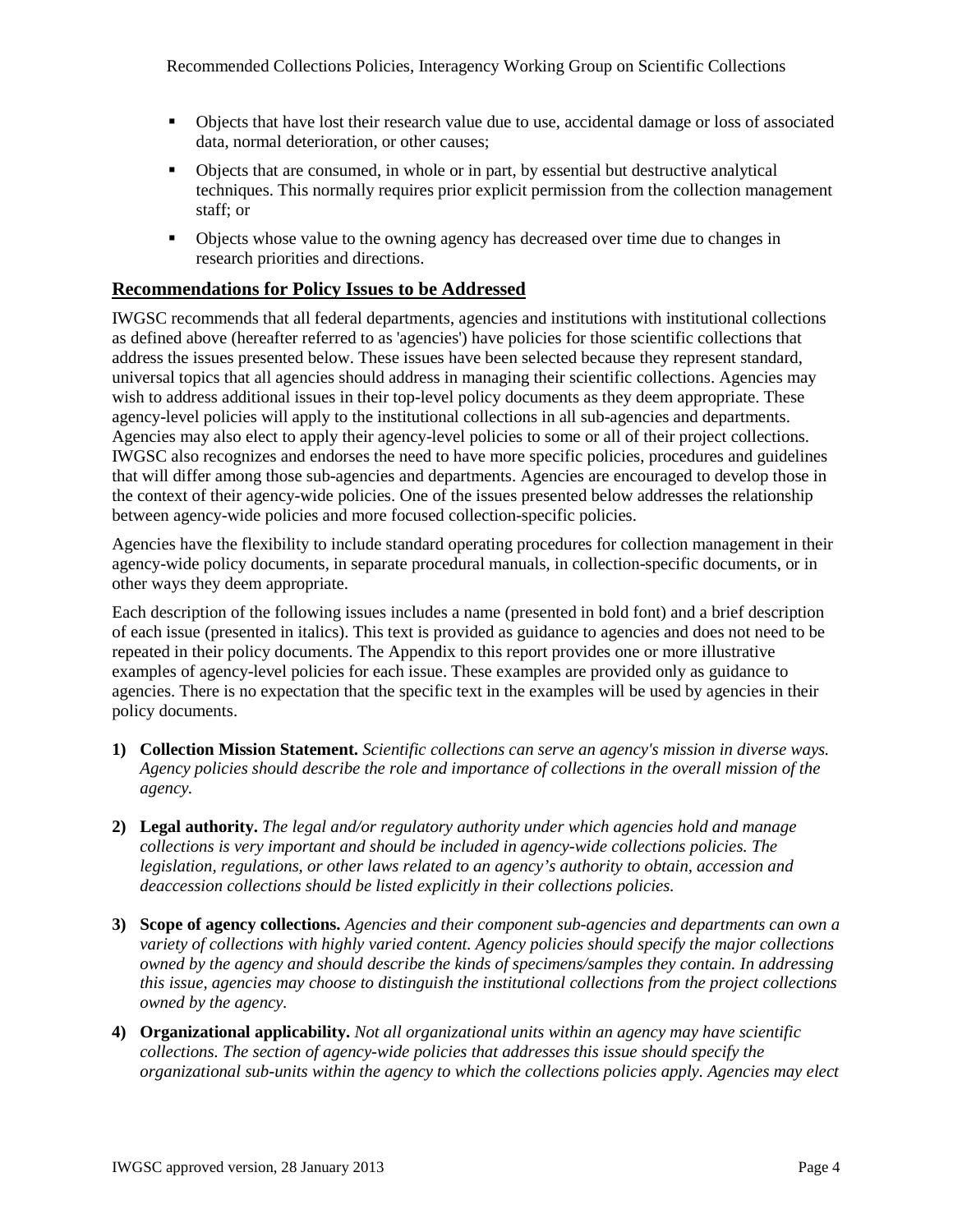- Objects that have lost their research value due to use, accidental damage or loss of associated data, normal deterioration, or other causes;
- Objects that are consumed, in whole or in part, by essential but destructive analytical techniques. This normally requires prior explicit permission from the collection management staff; or
- Objects whose value to the owning agency has decreased over time due to changes in research priorities and directions.

## Recommendations for Policy Issues to be Addressed

IWGSC recommends that all federal departments, agencies and institutions with institutional collections as defined above (hereafter referred to as 'agencies') have policies for those scientific collections that address the issues presented below. These issues have been selected because they represent standard, universal topics that all agencies should address in managing their scientific collections. Agencies may wish to address additional issues in their top-level policy documents as they deem appropriate. These agency-level policies will apply to the institutional collections in all sub-agencies and departments. Agencies may also elect to apply their agency-level policies to some or all of their project collections. IWGSC also recognizes and endorses the need to have more specific policies, procedures and guidelines that will differ among those sub-agencies and departments. Agencies are encouraged to develop those in the context of their agency-wide policies. One of the issues presented below addresses the relationship between agency-wide policies and more focused collection-specific policies.

Agencies have the flexibility to include standard operating procedures for collection management in their agency-wide policy documents, in separate procedural manuals, in collection-specific documents, or in other ways they deem appropriate.

Each description of the following issues includes a name (presented in bold font) and a brief description of each issue (presented in italics). This text is provided as guidance to agencies and does not need to be repeated in their policy documents. The Appendix to this report provides one or more illustrative examples of agency-level policies for each issue. These examples are provided only as guidance to agencies. There is no expectation that the specific text in the examples will be used by agencies in their policy documents.

1) **Collection Mission Statement.** *Scientific collections can serve an agency's mission in diverse ways. Agency policies should describe the role and importance of collections in the overall mission of the agency.*

2) **Legal authority.** *The legal and/or regulatory authority under which agencies hold and manage collections is very important and should be included in agency-wide collections policies. The legislation, regulations, or other laws related to an agency's authority to obtain, accession and deaccession collections should be listed explicitly in their collections policies.*

3) **Scope of agency collections.** *Agencies and their component sub-agencies and departments can own a variety of collections with highly varied content. Agency policies should specify the major collections owned by the agency and should describe the kinds of specimens/samples they contain. In addressing this issue, agencies may choose to distinguish the institutional collections from the project collections owned by the agency.*

4) **Organizational applicability.** *Not all organizational units within an agency may have scientific collections. The section of agency-wide policies that addresses this issue should specify the organizational sub-units within the agency to which the collections policies apply. Agencies may elect*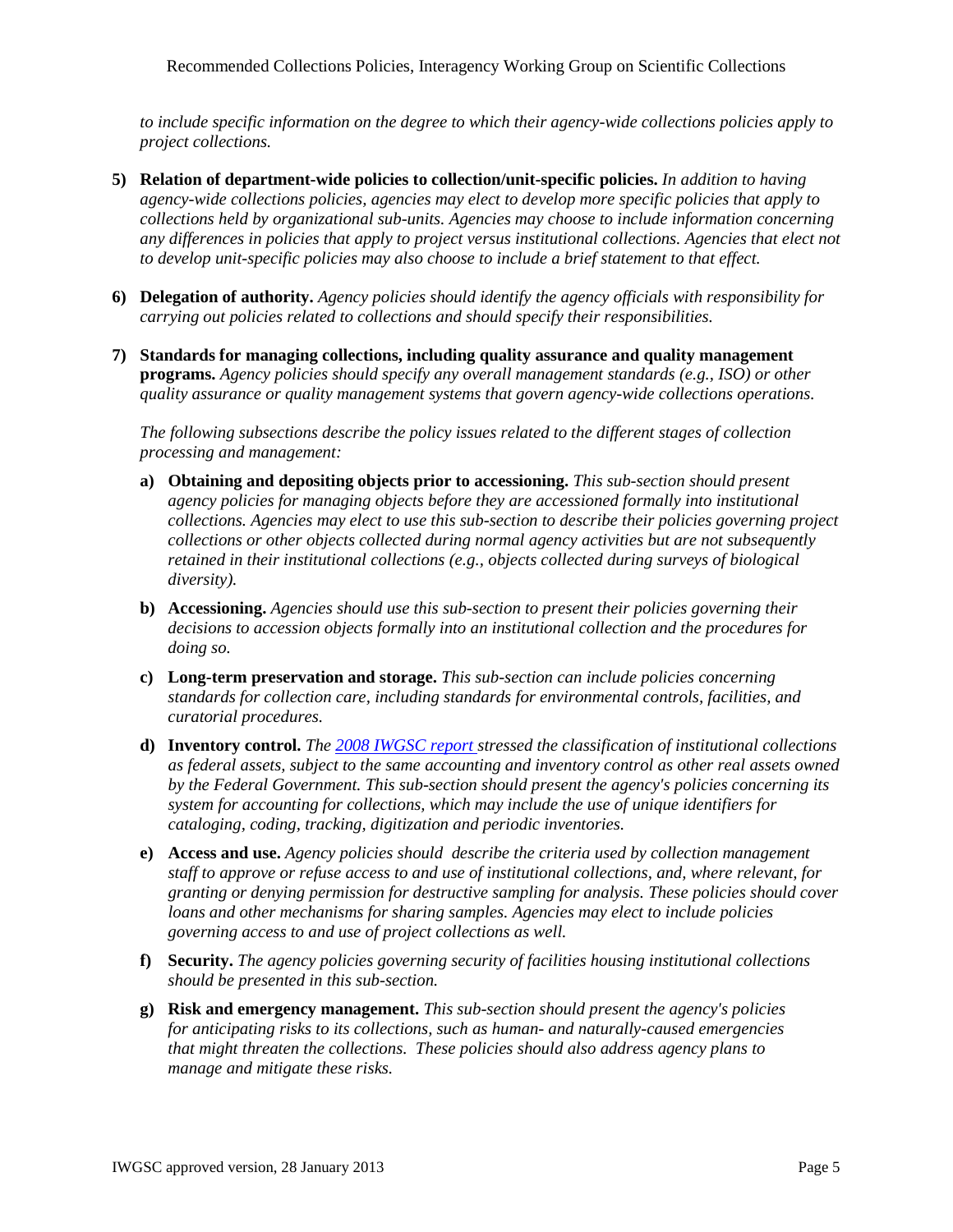*to include specific information on the degree to which their agency-wide collections policies apply to project collections.*

5) **Relation of department-wide policies to collection/unit-specific policies.** *In addition to having agency-wide collections policies, agencies may elect to develop more specific policies that apply to collections held by organizational sub-units. Agencies may choose to include information concerning any differences in policies that apply to project versus institutional collections. Agencies that elect not to develop unit-specific policies may also choose to include a brief statement to that effect.*

6) **Delegation of authority.** *Agency policies should identify the agency officials with responsibility for carrying out policies related to collections and should specify their responsibilities.*

7) **Standards for managing collections, including quality assurance and quality management programs.** *Agency policies should specify any overall management standards (e.g., ISO) or other quality assurance or quality management systems that govern agency-wide collections operations.*

   *The following subsections describe the policy issues related to the different stages of collection processing and management:*

   a) **Obtaining and depositing objects prior to accessioning.** *This sub-section should present agency policies for managing objects before they are accessioned formally into institutional collections. Agencies may elect to use this sub-section to describe their policies governing project collections or other objects collected during normal agency activities but are not subsequently retained in their institutional collections (e.g., objects collected during surveys of biological diversity).*

   b) **Accessioning.** *Agencies should use this sub-section to present their policies governing their decisions to accession objects formally into an institutional collection and the procedures for doing so.*

   c) **Long-term preservation and storage.** *This sub-section can include policies concerning standards for collection care, including standards for environmental controls, facilities, and curatorial procedures.*

   d) **Inventory control.** *The 2008 IWGSC report stressed the classification of institutional collections as federal assets, subject to the same accounting and inventory control as other real assets owned by the Federal Government. This sub-section should present the agency's policies concerning its system for accounting for collections, which may include the use of unique identifiers for cataloging, coding, tracking, digitization and periodic inventories.*

   e) **Access and use.** *Agency policies should describe the criteria used by collection management staff to approve or refuse access to and use of institutional collections, and, where relevant, for granting or denying permission for destructive sampling for analysis. These policies should cover loans and other mechanisms for sharing samples. Agencies may elect to include policies governing access to and use of project collections as well.*

   f) **Security.** *The agency policies governing security of facilities housing institutional collections should be presented in this sub-section.*

   g) **Risk and emergency management.** *This sub-section should present the agency's policies for anticipating risks to its collections, such as human- and naturally-caused emergencies that might threaten the collections. These policies should also address agency plans to manage and mitigate these risks.*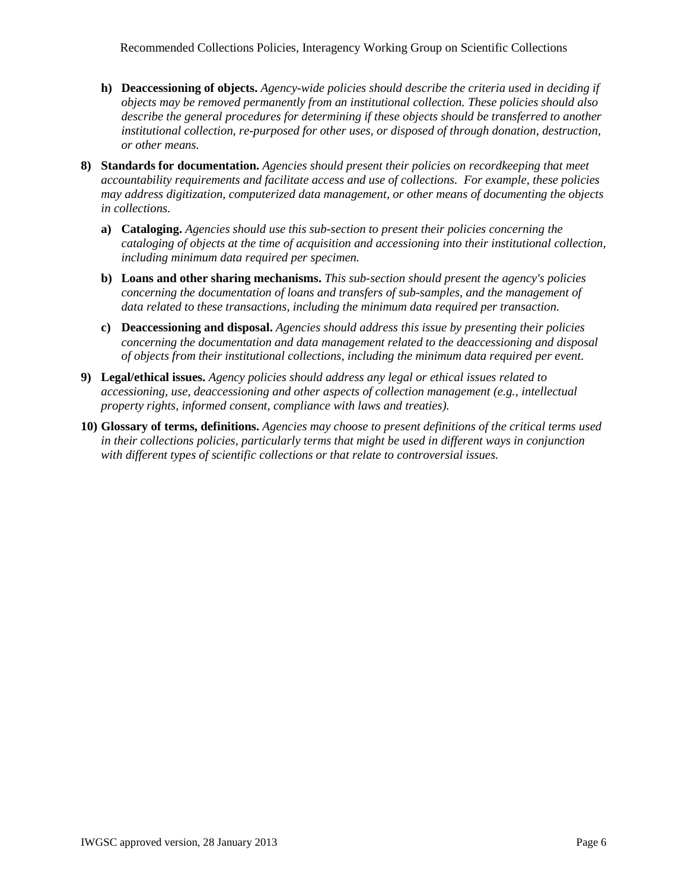h) **Deaccessioning of objects.** *Agency-wide policies should describe the criteria used in deciding if objects may be removed permanently from an institutional collection. These policies should also describe the general procedures for determining if these objects should be transferred to another institutional collection, re-purposed for other uses, or disposed of through donation, destruction, or other means.*

8) **Standards for documentation.** *Agencies should present their policies on recordkeeping that meet accountability requirements and facilitate access and use of collections. For example, these policies may address digitization, computerized data management, or other means of documenting the objects in collections.*

   a) **Cataloging.** *Agencies should use this sub-section to present their policies concerning the cataloging of objects at the time of acquisition and accessioning into their institutional collection, including minimum data required per specimen.*

   b) **Loans and other sharing mechanisms.** *This sub-section should present the agency's policies concerning the documentation of loans and transfers of sub-samples, and the management of data related to these transactions, including the minimum data required per transaction.*

   c) **Deaccessioning and disposal.** *Agencies should address this issue by presenting their policies concerning the documentation and data management related to the deaccessioning and disposal of objects from their institutional collections, including the minimum data required per event.*

9) **Legal/ethical issues.** *Agency policies should address any legal or ethical issues related to accessioning, use, deaccessioning and other aspects of collection management (e.g., intellectual property rights, informed consent, compliance with laws and treaties).*

10) **Glossary of terms, definitions.** *Agencies may choose to present definitions of the critical terms used in their collections policies, particularly terms that might be used in different ways in conjunction with different types of scientific collections or that relate to controversial issues.*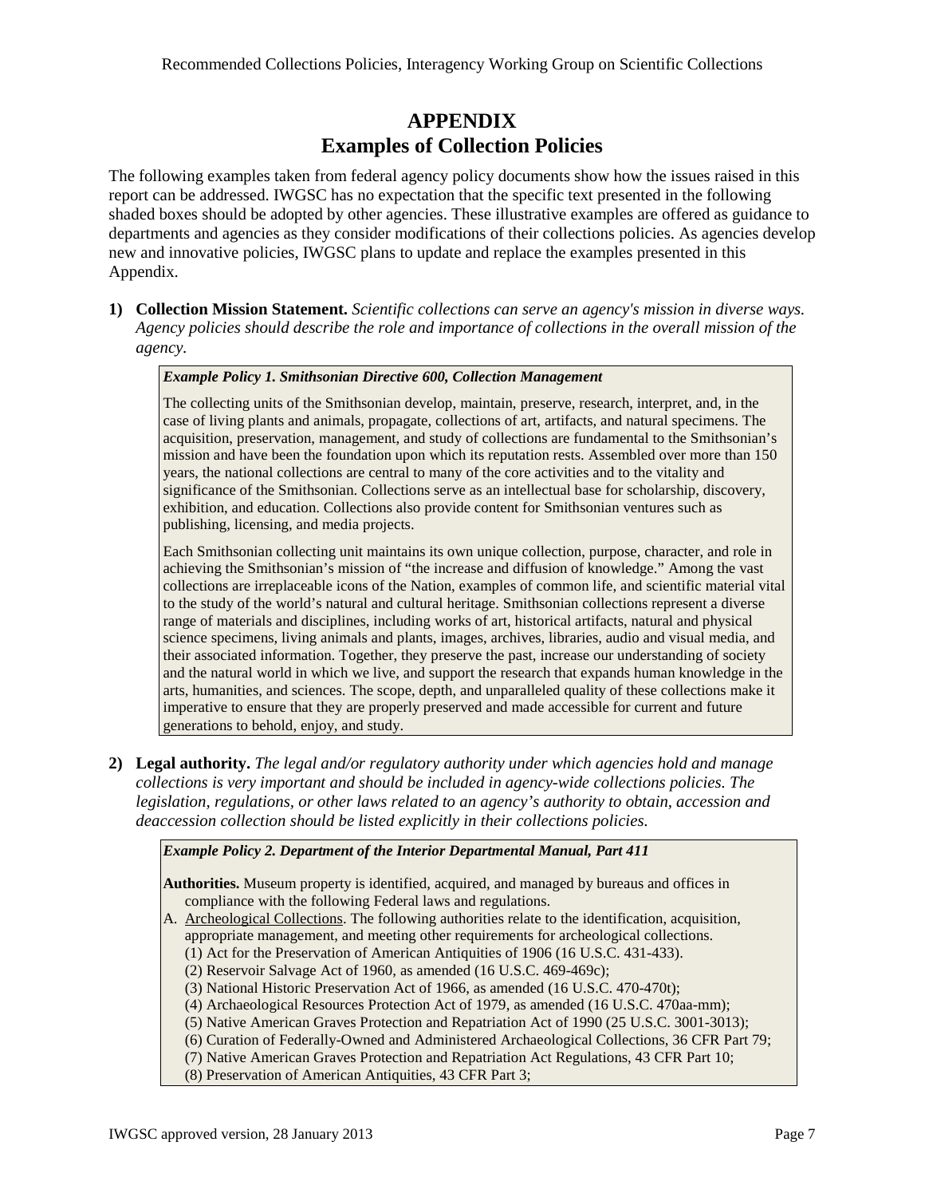# APPENDIX
# Examples of Collection Policies

The following examples taken from federal agency policy documents show how the issues raised in this report can be addressed. IWGSC has no expectation that the specific text presented in the following shaded boxes should be adopted by other agencies. These illustrative examples are offered as guidance to departments and agencies as they consider modifications of their collections policies. As agencies develop new and innovative policies, IWGSC plans to update and replace the examples presented in this Appendix.

**1) Collection Mission Statement.** *Scientific collections can serve an agency's mission in diverse ways. Agency policies should describe the role and importance of collections in the overall mission of the agency.*

> ***Example Policy 1. Smithsonian Directive 600, Collection Management***
>
> The collecting units of the Smithsonian develop, maintain, preserve, research, interpret, and, in the case of living plants and animals, propagate, collections of art, artifacts, and natural specimens. The acquisition, preservation, management, and study of collections are fundamental to the Smithsonian's mission and have been the foundation upon which its reputation rests. Assembled over more than 150 years, the national collections are central to many of the core activities and to the vitality and significance of the Smithsonian. Collections serve as an intellectual base for scholarship, discovery, exhibition, and education. Collections also provide content for Smithsonian ventures such as publishing, licensing, and media projects.
>
> Each Smithsonian collecting unit maintains its own unique collection, purpose, character, and role in achieving the Smithsonian's mission of "the increase and diffusion of knowledge." Among the vast collections are irreplaceable icons of the Nation, examples of common life, and scientific material vital to the study of the world's natural and cultural heritage. Smithsonian collections represent a diverse range of materials and disciplines, including works of art, historical artifacts, natural and physical science specimens, living animals and plants, images, archives, libraries, audio and visual media, and their associated information. Together, they preserve the past, increase our understanding of society and the natural world in which we live, and support the research that expands human knowledge in the arts, humanities, and sciences. The scope, depth, and unparalleled quality of these collections make it imperative to ensure that they are properly preserved and made accessible for current and future generations to behold, enjoy, and study.

**2) Legal authority.** *The legal and/or regulatory authority under which agencies hold and manage collections is very important and should be included in agency-wide collections policies. The legislation, regulations, or other laws related to an agency's authority to obtain, accession and deaccession collection should be listed explicitly in their collections policies.*

> ***Example Policy 2. Department of the Interior Departmental Manual, Part 411***
>
> **Authorities.** Museum property is identified, acquired, and managed by bureaus and offices in compliance with the following Federal laws and regulations.
>
> A. Archeological Collections. The following authorities relate to the identification, acquisition, appropriate management, and meeting other requirements for archeological collections.
>
> (1) Act for the Preservation of American Antiquities of 1906 (16 U.S.C. 431-433).
> (2) Reservoir Salvage Act of 1960, as amended (16 U.S.C. 469-469c);
> (3) National Historic Preservation Act of 1966, as amended (16 U.S.C. 470-470t);
> (4) Archaeological Resources Protection Act of 1979, as amended (16 U.S.C. 470aa-mm);
> (5) Native American Graves Protection and Repatriation Act of 1990 (25 U.S.C. 3001-3013);
> (6) Curation of Federally-Owned and Administered Archaeological Collections, 36 CFR Part 79;
> (7) Native American Graves Protection and Repatriation Act Regulations, 43 CFR Part 10;
> (8) Preservation of American Antiquities, 43 CFR Part 3;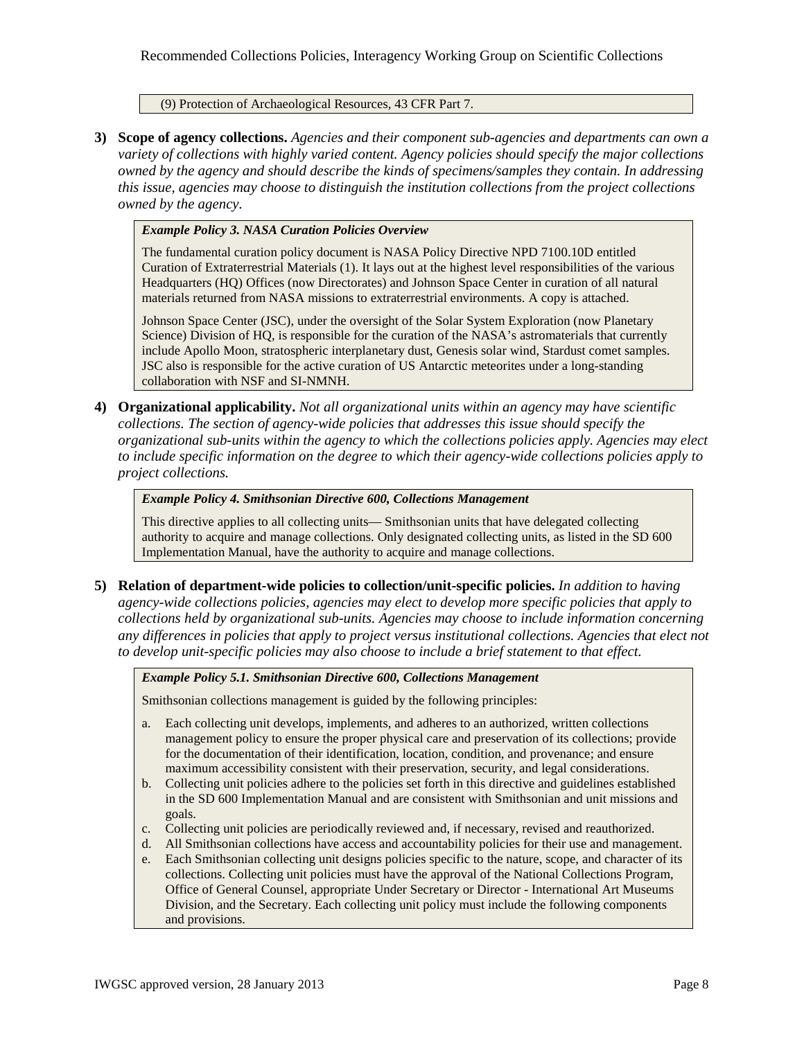(9) Protection of Archaeological Resources, 43 CFR Part 7.

3) **Scope of agency collections.** *Agencies and their component sub-agencies and departments can own a variety of collections with highly varied content. Agency policies should specify the major collections owned by the agency and should describe the kinds of specimens/samples they contain. In addressing this issue, agencies may choose to distinguish the institution collections from the project collections owned by the agency.*

> ***Example Policy 3. NASA Curation Policies Overview***
>
> The fundamental curation policy document is NASA Policy Directive NPD 7100.10D entitled Curation of Extraterrestrial Materials (1). It lays out at the highest level responsibilities of the various Headquarters (HQ) Offices (now Directorates) and Johnson Space Center in curation of all natural materials returned from NASA missions to extraterrestrial environments. A copy is attached.
>
> Johnson Space Center (JSC), under the oversight of the Solar System Exploration (now Planetary Science) Division of HQ, is responsible for the curation of the NASA's astromaterials that currently include Apollo Moon, stratospheric interplanetary dust, Genesis solar wind, Stardust comet samples. JSC also is responsible for the active curation of US Antarctic meteorites under a long-standing collaboration with NSF and SI-NMNH.

4) **Organizational applicability.** *Not all organizational units within an agency may have scientific collections. The section of agency-wide policies that addresses this issue should specify the organizational sub-units within the agency to which the collections policies apply. Agencies may elect to include specific information on the degree to which their agency-wide collections policies apply to project collections.*

> ***Example Policy 4. Smithsonian Directive 600, Collections Management***
>
> This directive applies to all collecting units— Smithsonian units that have delegated collecting authority to acquire and manage collections. Only designated collecting units, as listed in the SD 600 Implementation Manual, have the authority to acquire and manage collections.

5) **Relation of department-wide policies to collection/unit-specific policies.** *In addition to having agency-wide collections policies, agencies may elect to develop more specific policies that apply to collections held by organizational sub-units. Agencies may choose to include information concerning any differences in policies that apply to project versus institutional collections. Agencies that elect not to develop unit-specific policies may also choose to include a brief statement to that effect.*

> ***Example Policy 5.1. Smithsonian Directive 600, Collections Management***
>
> Smithsonian collections management is guided by the following principles:
>
> a. Each collecting unit develops, implements, and adheres to an authorized, written collections management policy to ensure the proper physical care and preservation of its collections; provide for the documentation of their identification, location, condition, and provenance; and ensure maximum accessibility consistent with their preservation, security, and legal considerations.
> b. Collecting unit policies adhere to the policies set forth in this directive and guidelines established in the SD 600 Implementation Manual and are consistent with Smithsonian and unit missions and goals.
> c. Collecting unit policies are periodically reviewed and, if necessary, revised and reauthorized.
> d. All Smithsonian collections have access and accountability policies for their use and management.
> e. Each Smithsonian collecting unit designs policies specific to the nature, scope, and character of its collections. Collecting unit policies must have the approval of the National Collections Program, Office of General Counsel, appropriate Under Secretary or Director - International Art Museums Division, and the Secretary. Each collecting unit policy must include the following components and provisions.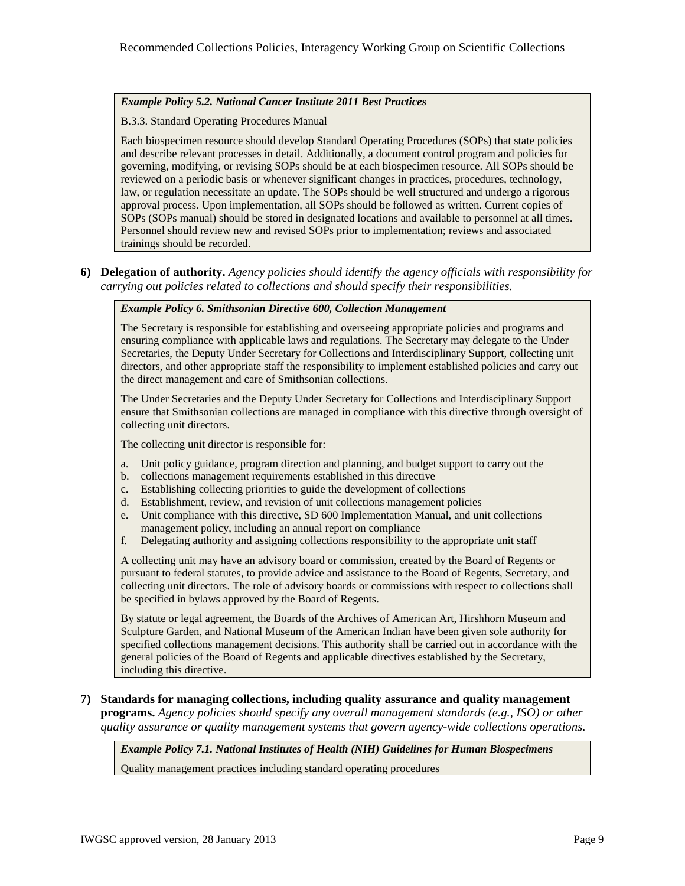***Example Policy 5.2. National Cancer Institute 2011 Best Practices***

B.3.3. Standard Operating Procedures Manual

Each biospecimen resource should develop Standard Operating Procedures (SOPs) that state policies and describe relevant processes in detail. Additionally, a document control program and policies for governing, modifying, or revising SOPs should be at each biospecimen resource. All SOPs should be reviewed on a periodic basis or whenever significant changes in practices, procedures, technology, law, or regulation necessitate an update. The SOPs should be well structured and undergo a rigorous approval process. Upon implementation, all SOPs should be followed as written. Current copies of SOPs (SOPs manual) should be stored in designated locations and available to personnel at all times. Personnel should review new and revised SOPs prior to implementation; reviews and associated trainings should be recorded.

6) **Delegation of authority.** *Agency policies should identify the agency officials with responsibility for carrying out policies related to collections and should specify their responsibilities.*

***Example Policy 6. Smithsonian Directive 600, Collection Management***

The Secretary is responsible for establishing and overseeing appropriate policies and programs and ensuring compliance with applicable laws and regulations. The Secretary may delegate to the Under Secretaries, the Deputy Under Secretary for Collections and Interdisciplinary Support, collecting unit directors, and other appropriate staff the responsibility to implement established policies and carry out the direct management and care of Smithsonian collections.

The Under Secretaries and the Deputy Under Secretary for Collections and Interdisciplinary Support ensure that Smithsonian collections are managed in compliance with this directive through oversight of collecting unit directors.

The collecting unit director is responsible for:

a. Unit policy guidance, program direction and planning, and budget support to carry out the
b. collections management requirements established in this directive
c. Establishing collecting priorities to guide the development of collections
d. Establishment, review, and revision of unit collections management policies
e. Unit compliance with this directive, SD 600 Implementation Manual, and unit collections management policy, including an annual report on compliance
f. Delegating authority and assigning collections responsibility to the appropriate unit staff

A collecting unit may have an advisory board or commission, created by the Board of Regents or pursuant to federal statutes, to provide advice and assistance to the Board of Regents, Secretary, and collecting unit directors. The role of advisory boards or commissions with respect to collections shall be specified in bylaws approved by the Board of Regents.

By statute or legal agreement, the Boards of the Archives of American Art, Hirshhorn Museum and Sculpture Garden, and National Museum of the American Indian have been given sole authority for specified collections management decisions. This authority shall be carried out in accordance with the general policies of the Board of Regents and applicable directives established by the Secretary, including this directive.

7) **Standards for managing collections, including quality assurance and quality management programs.** *Agency policies should specify any overall management standards (e.g., ISO) or other quality assurance or quality management systems that govern agency-wide collections operations.*

***Example Policy 7.1. National Institutes of Health (NIH) Guidelines for Human Biospecimens***

Quality management practices including standard operating procedures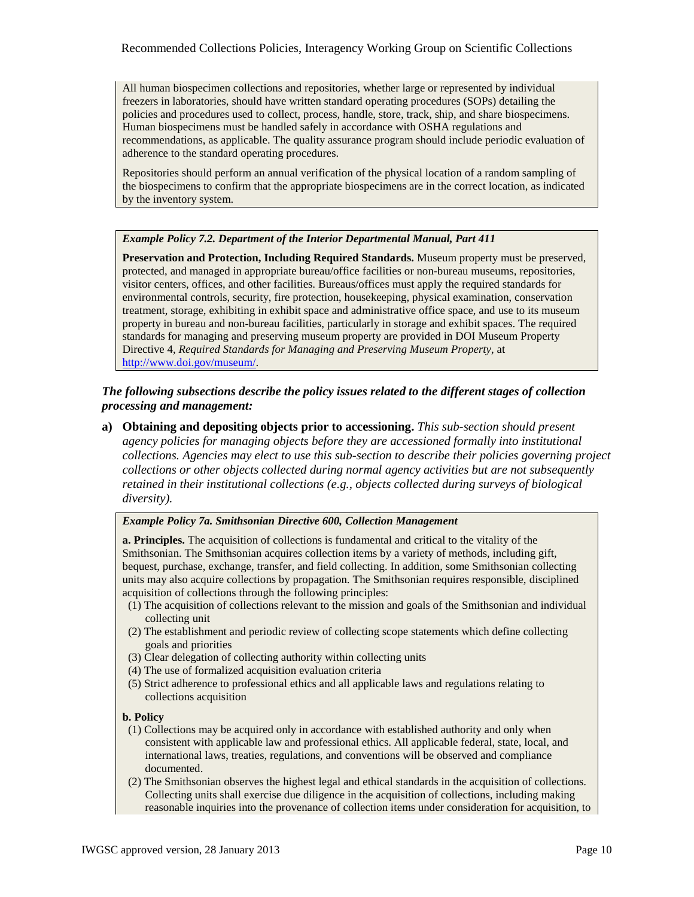All human biospecimen collections and repositories, whether large or represented by individual freezers in laboratories, should have written standard operating procedures (SOPs) detailing the policies and procedures used to collect, process, handle, store, track, ship, and share biospecimens. Human biospecimens must be handled safely in accordance with OSHA regulations and recommendations, as applicable. The quality assurance program should include periodic evaluation of adherence to the standard operating procedures.

Repositories should perform an annual verification of the physical location of a random sampling of the biospecimens to confirm that the appropriate biospecimens are in the correct location, as indicated by the inventory system.

***Example Policy 7.2. Department of the Interior Departmental Manual, Part 411***

**Preservation and Protection, Including Required Standards.** Museum property must be preserved, protected, and managed in appropriate bureau/office facilities or non-bureau museums, repositories, visitor centers, offices, and other facilities. Bureaus/offices must apply the required standards for environmental controls, security, fire protection, housekeeping, physical examination, conservation treatment, storage, exhibiting in exhibit space and administrative office space, and use to its museum property in bureau and non-bureau facilities, particularly in storage and exhibit spaces. The required standards for managing and preserving museum property are provided in DOI Museum Property Directive 4, *Required Standards for Managing and Preserving Museum Property*, at http://www.doi.gov/museum/.

***The following subsections describe the policy issues related to the different stages of collection processing and management:***

a) **Obtaining and depositing objects prior to accessioning.** *This sub-section should present agency policies for managing objects before they are accessioned formally into institutional collections. Agencies may elect to use this sub-section to describe their policies governing project collections or other objects collected during normal agency activities but are not subsequently retained in their institutional collections (e.g., objects collected during surveys of biological diversity).*

***Example Policy 7a. Smithsonian Directive 600, Collection Management***

**a. Principles.** The acquisition of collections is fundamental and critical to the vitality of the Smithsonian. The Smithsonian acquires collection items by a variety of methods, including gift, bequest, purchase, exchange, transfer, and field collecting. In addition, some Smithsonian collecting units may also acquire collections by propagation. The Smithsonian requires responsible, disciplined acquisition of collections through the following principles:

(1) The acquisition of collections relevant to the mission and goals of the Smithsonian and individual collecting unit
(2) The establishment and periodic review of collecting scope statements which define collecting goals and priorities
(3) Clear delegation of collecting authority within collecting units
(4) The use of formalized acquisition evaluation criteria
(5) Strict adherence to professional ethics and all applicable laws and regulations relating to collections acquisition

**b. Policy**

(1) Collections may be acquired only in accordance with established authority and only when consistent with applicable law and professional ethics. All applicable federal, state, local, and international laws, treaties, regulations, and conventions will be observed and compliance documented.
(2) The Smithsonian observes the highest legal and ethical standards in the acquisition of collections. Collecting units shall exercise due diligence in the acquisition of collections, including making reasonable inquiries into the provenance of collection items under consideration for acquisition, to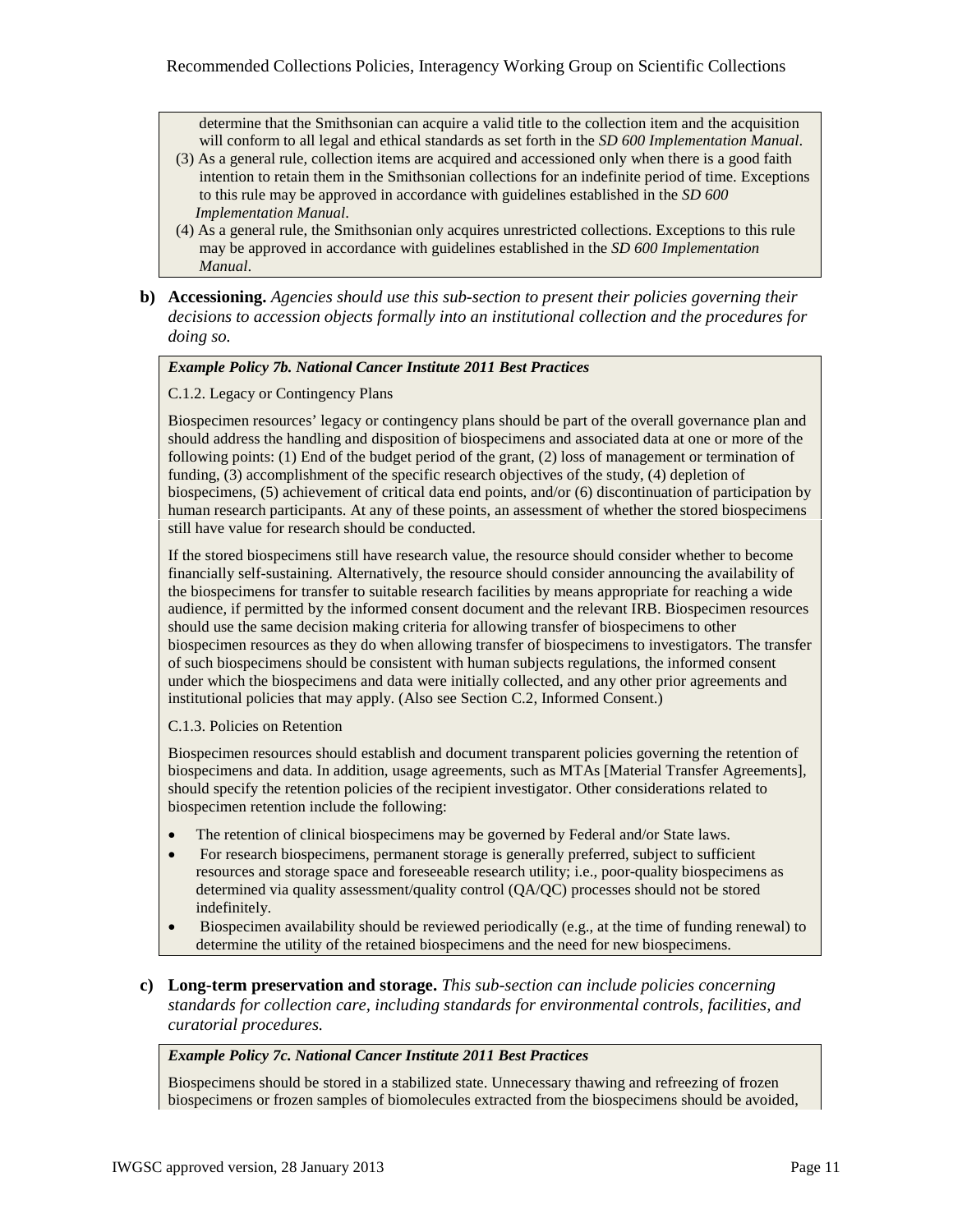determine that the Smithsonian can acquire a valid title to the collection item and the acquisition will conform to all legal and ethical standards as set forth in the *SD 600 Implementation Manual*.

(3) As a general rule, collection items are acquired and accessioned only when there is a good faith intention to retain them in the Smithsonian collections for an indefinite period of time. Exceptions to this rule may be approved in accordance with guidelines established in the *SD 600 Implementation Manual*.

(4) As a general rule, the Smithsonian only acquires unrestricted collections. Exceptions to this rule may be approved in accordance with guidelines established in the *SD 600 Implementation Manual*.

**b) Accessioning.** *Agencies should use this sub-section to present their policies governing their decisions to accession objects formally into an institutional collection and the procedures for doing so.*

***Example Policy 7b. National Cancer Institute 2011 Best Practices***

C.1.2. Legacy or Contingency Plans

Biospecimen resources' legacy or contingency plans should be part of the overall governance plan and should address the handling and disposition of biospecimens and associated data at one or more of the following points: (1) End of the budget period of the grant, (2) loss of management or termination of funding, (3) accomplishment of the specific research objectives of the study, (4) depletion of biospecimens, (5) achievement of critical data end points, and/or (6) discontinuation of participation by human research participants. At any of these points, an assessment of whether the stored biospecimens still have value for research should be conducted.

If the stored biospecimens still have research value, the resource should consider whether to become financially self-sustaining. Alternatively, the resource should consider announcing the availability of the biospecimens for transfer to suitable research facilities by means appropriate for reaching a wide audience, if permitted by the informed consent document and the relevant IRB. Biospecimen resources should use the same decision making criteria for allowing transfer of biospecimens to other biospecimen resources as they do when allowing transfer of biospecimens to investigators. The transfer of such biospecimens should be consistent with human subjects regulations, the informed consent under which the biospecimens and data were initially collected, and any other prior agreements and institutional policies that may apply. (Also see Section C.2, Informed Consent.)

C.1.3. Policies on Retention

Biospecimen resources should establish and document transparent policies governing the retention of biospecimens and data. In addition, usage agreements, such as MTAs [Material Transfer Agreements], should specify the retention policies of the recipient investigator. Other considerations related to biospecimen retention include the following:

- The retention of clinical biospecimens may be governed by Federal and/or State laws.
- For research biospecimens, permanent storage is generally preferred, subject to sufficient resources and storage space and foreseeable research utility; i.e., poor-quality biospecimens as determined via quality assessment/quality control (QA/QC) processes should not be stored indefinitely.
- Biospecimen availability should be reviewed periodically (e.g., at the time of funding renewal) to determine the utility of the retained biospecimens and the need for new biospecimens.

**c) Long-term preservation and storage.** *This sub-section can include policies concerning standards for collection care, including standards for environmental controls, facilities, and curatorial procedures.*

***Example Policy 7c. National Cancer Institute 2011 Best Practices***

Biospecimens should be stored in a stabilized state. Unnecessary thawing and refreezing of frozen biospecimens or frozen samples of biomolecules extracted from the biospecimens should be avoided,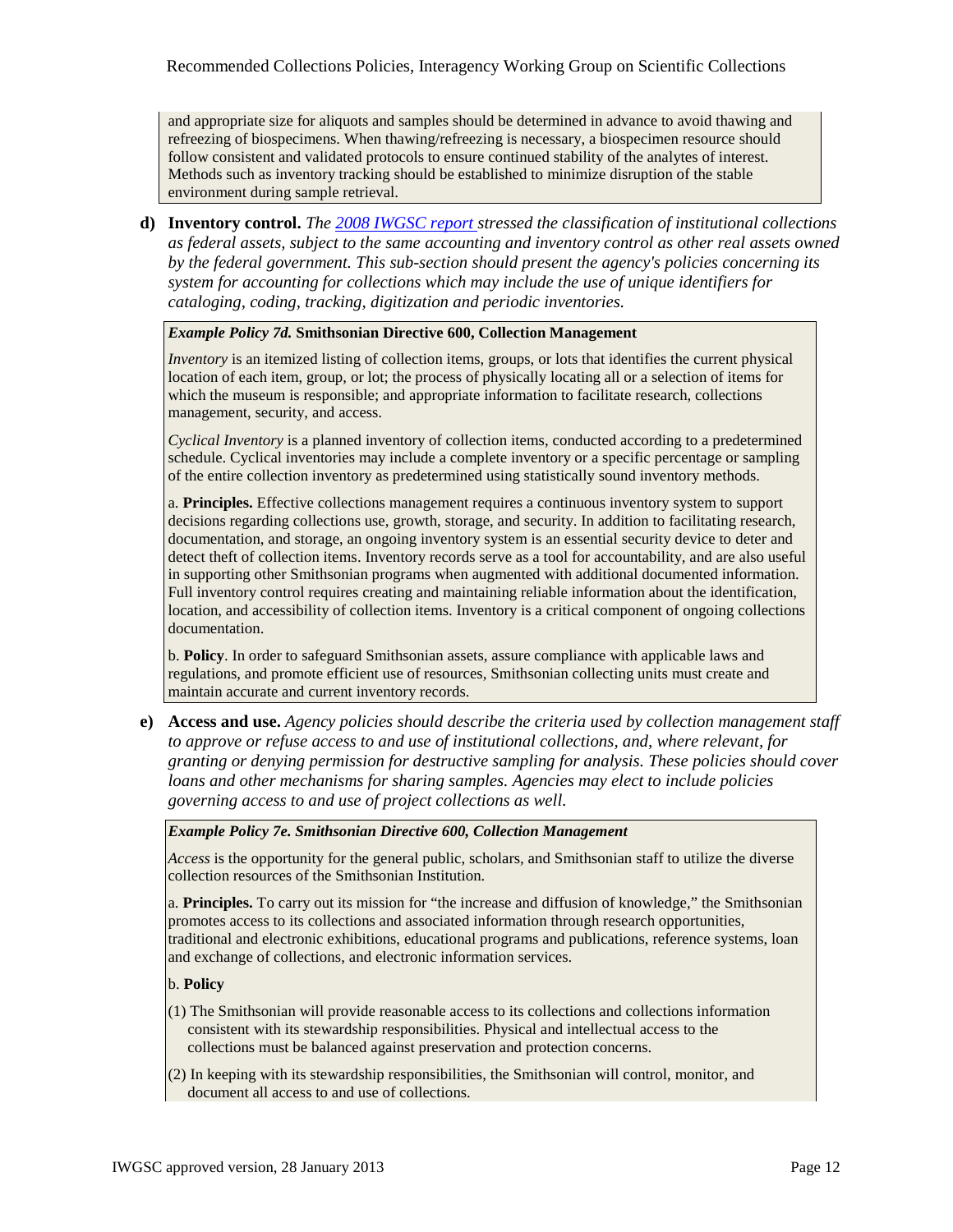and appropriate size for aliquots and samples should be determined in advance to avoid thawing and refreezing of biospecimens. When thawing/refreezing is necessary, a biospecimen resource should follow consistent and validated protocols to ensure continued stability of the analytes of interest. Methods such as inventory tracking should be established to minimize disruption of the stable environment during sample retrieval.

**d) Inventory control.** *The 2008 IWGSC report stressed the classification of institutional collections as federal assets, subject to the same accounting and inventory control as other real assets owned by the federal government. This sub-section should present the agency's policies concerning its system for accounting for collections which may include the use of unique identifiers for cataloging, coding, tracking, digitization and periodic inventories.*

***Example Policy 7d.*** **Smithsonian Directive 600, Collection Management**

*Inventory* is an itemized listing of collection items, groups, or lots that identifies the current physical location of each item, group, or lot; the process of physically locating all or a selection of items for which the museum is responsible; and appropriate information to facilitate research, collections management, security, and access.

*Cyclical Inventory* is a planned inventory of collection items, conducted according to a predetermined schedule. Cyclical inventories may include a complete inventory or a specific percentage or sampling of the entire collection inventory as predetermined using statistically sound inventory methods.

a. **Principles.** Effective collections management requires a continuous inventory system to support decisions regarding collections use, growth, storage, and security. In addition to facilitating research, documentation, and storage, an ongoing inventory system is an essential security device to deter and detect theft of collection items. Inventory records serve as a tool for accountability, and are also useful in supporting other Smithsonian programs when augmented with additional documented information. Full inventory control requires creating and maintaining reliable information about the identification, location, and accessibility of collection items. Inventory is a critical component of ongoing collections documentation.

b. **Policy**. In order to safeguard Smithsonian assets, assure compliance with applicable laws and regulations, and promote efficient use of resources, Smithsonian collecting units must create and maintain accurate and current inventory records.

**e) Access and use.** *Agency policies should describe the criteria used by collection management staff to approve or refuse access to and use of institutional collections, and, where relevant, for granting or denying permission for destructive sampling for analysis. These policies should cover loans and other mechanisms for sharing samples. Agencies may elect to include policies governing access to and use of project collections as well.*

***Example Policy 7e. Smithsonian Directive 600, Collection Management***

*Access* is the opportunity for the general public, scholars, and Smithsonian staff to utilize the diverse collection resources of the Smithsonian Institution.

a. **Principles.** To carry out its mission for "the increase and diffusion of knowledge," the Smithsonian promotes access to its collections and associated information through research opportunities, traditional and electronic exhibitions, educational programs and publications, reference systems, loan and exchange of collections, and electronic information services.

b. **Policy**

(1) The Smithsonian will provide reasonable access to its collections and collections information consistent with its stewardship responsibilities. Physical and intellectual access to the collections must be balanced against preservation and protection concerns.

(2) In keeping with its stewardship responsibilities, the Smithsonian will control, monitor, and document all access to and use of collections.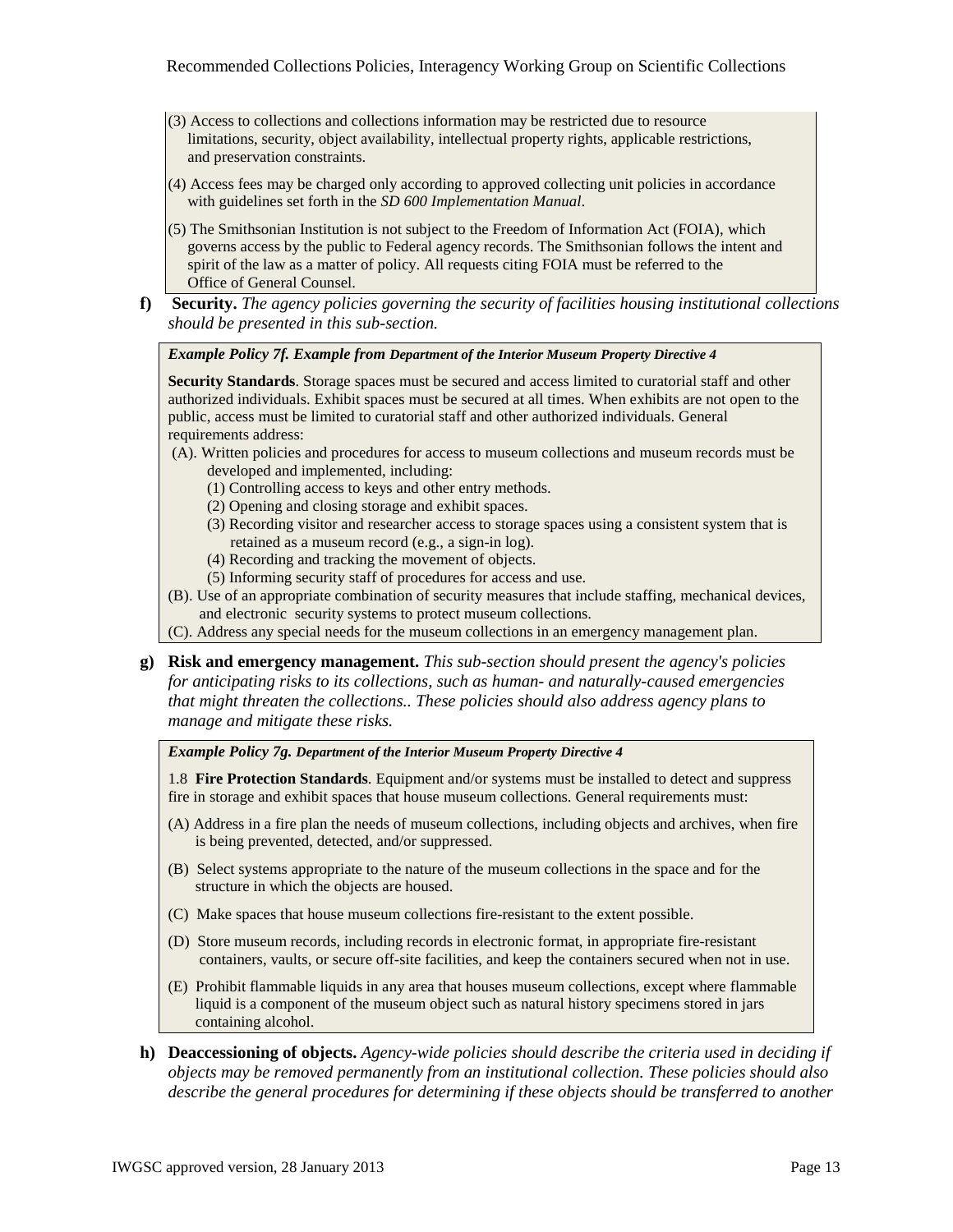(3) Access to collections and collections information may be restricted due to resource limitations, security, object availability, intellectual property rights, applicable restrictions, and preservation constraints.

(4) Access fees may be charged only according to approved collecting unit policies in accordance with guidelines set forth in the *SD 600 Implementation Manual*.

(5) The Smithsonian Institution is not subject to the Freedom of Information Act (FOIA), which governs access by the public to Federal agency records. The Smithsonian follows the intent and spirit of the law as a matter of policy. All requests citing FOIA must be referred to the Office of General Counsel.

**f) Security.** *The agency policies governing the security of facilities housing institutional collections should be presented in this sub-section.*

***Example Policy 7f. Example from Department of the Interior Museum Property Directive 4***

**Security Standards**. Storage spaces must be secured and access limited to curatorial staff and other authorized individuals. Exhibit spaces must be secured at all times. When exhibits are not open to the public, access must be limited to curatorial staff and other authorized individuals. General requirements address:

(A). Written policies and procedures for access to museum collections and museum records must be developed and implemented, including:

- (1) Controlling access to keys and other entry methods.
- (2) Opening and closing storage and exhibit spaces.
- (3) Recording visitor and researcher access to storage spaces using a consistent system that is retained as a museum record (e.g., a sign-in log).
- (4) Recording and tracking the movement of objects.
- (5) Informing security staff of procedures for access and use.

(B). Use of an appropriate combination of security measures that include staffing, mechanical devices, and electronic security systems to protect museum collections.

(C). Address any special needs for the museum collections in an emergency management plan.

**g) Risk and emergency management.** *This sub-section should present the agency's policies for anticipating risks to its collections, such as human- and naturally-caused emergencies that might threaten the collections.. These policies should also address agency plans to manage and mitigate these risks.*

***Example Policy 7g. Department of the Interior Museum Property Directive 4***

1.8 **Fire Protection Standards**. Equipment and/or systems must be installed to detect and suppress fire in storage and exhibit spaces that house museum collections. General requirements must:

(A) Address in a fire plan the needs of museum collections, including objects and archives, when fire is being prevented, detected, and/or suppressed.

(B) Select systems appropriate to the nature of the museum collections in the space and for the structure in which the objects are housed.

(C) Make spaces that house museum collections fire-resistant to the extent possible.

(D) Store museum records, including records in electronic format, in appropriate fire-resistant containers, vaults, or secure off-site facilities, and keep the containers secured when not in use.

(E) Prohibit flammable liquids in any area that houses museum collections, except where flammable liquid is a component of the museum object such as natural history specimens stored in jars containing alcohol.

**h) Deaccessioning of objects.** *Agency-wide policies should describe the criteria used in deciding if objects may be removed permanently from an institutional collection. These policies should also describe the general procedures for determining if these objects should be transferred to another*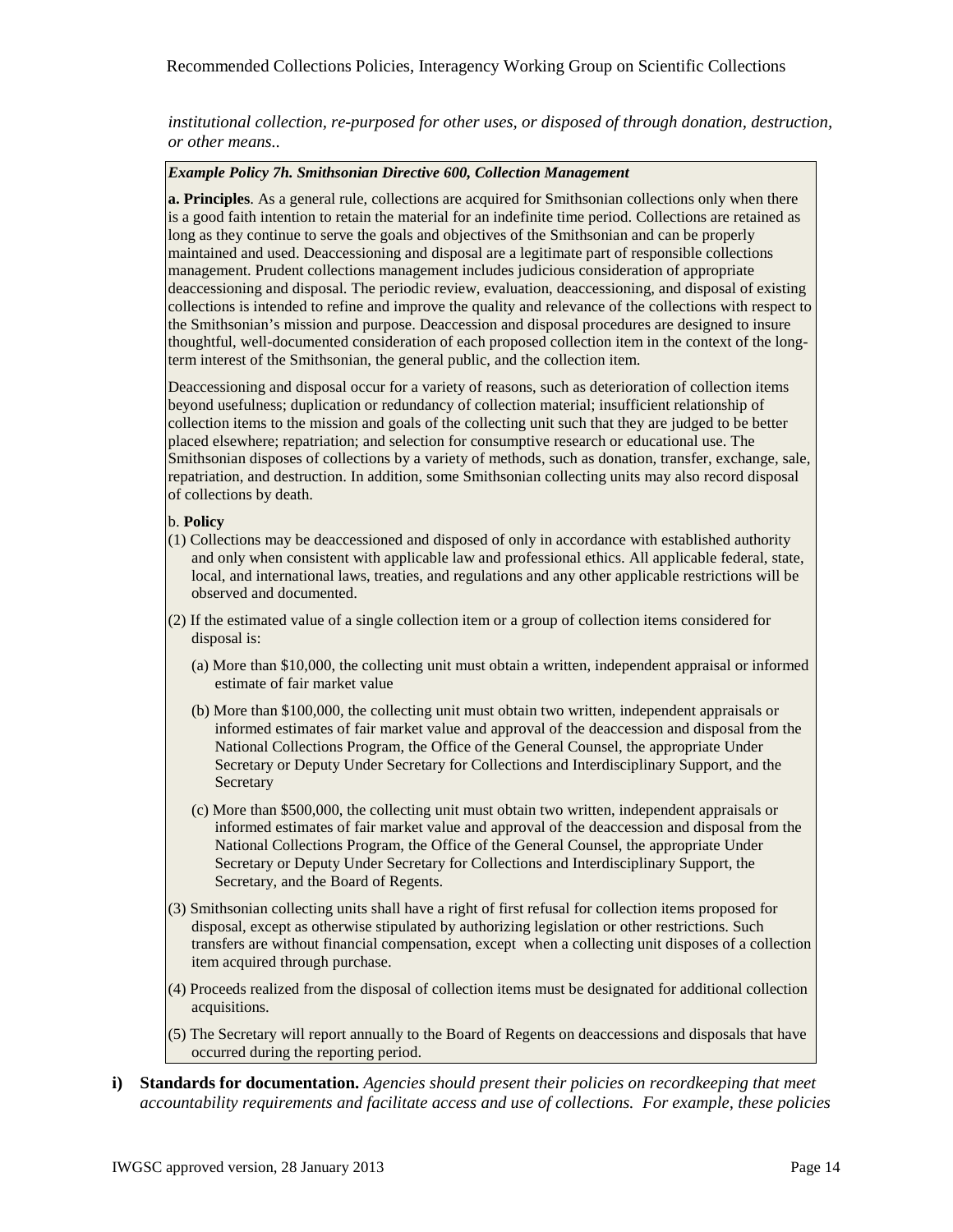*institutional collection, re-purposed for other uses, or disposed of through donation, destruction, or other means..*

***Example Policy 7h. Smithsonian Directive 600, Collection Management***

**a. Principles**. As a general rule, collections are acquired for Smithsonian collections only when there is a good faith intention to retain the material for an indefinite time period. Collections are retained as long as they continue to serve the goals and objectives of the Smithsonian and can be properly maintained and used. Deaccessioning and disposal are a legitimate part of responsible collections management. Prudent collections management includes judicious consideration of appropriate deaccessioning and disposal. The periodic review, evaluation, deaccessioning, and disposal of existing collections is intended to refine and improve the quality and relevance of the collections with respect to the Smithsonian's mission and purpose. Deaccession and disposal procedures are designed to insure thoughtful, well-documented consideration of each proposed collection item in the context of the long-term interest of the Smithsonian, the general public, and the collection item.

Deaccessioning and disposal occur for a variety of reasons, such as deterioration of collection items beyond usefulness; duplication or redundancy of collection material; insufficient relationship of collection items to the mission and goals of the collecting unit such that they are judged to be better placed elsewhere; repatriation; and selection for consumptive research or educational use. The Smithsonian disposes of collections by a variety of methods, such as donation, transfer, exchange, sale, repatriation, and destruction. In addition, some Smithsonian collecting units may also record disposal of collections by death.

b. **Policy**

(1) Collections may be deaccessioned and disposed of only in accordance with established authority and only when consistent with applicable law and professional ethics. All applicable federal, state, local, and international laws, treaties, and regulations and any other applicable restrictions will be observed and documented.

(2) If the estimated value of a single collection item or a group of collection items considered for disposal is:

(a) More than \$10,000, the collecting unit must obtain a written, independent appraisal or informed estimate of fair market value

(b) More than \$100,000, the collecting unit must obtain two written, independent appraisals or informed estimates of fair market value and approval of the deaccession and disposal from the National Collections Program, the Office of the General Counsel, the appropriate Under Secretary or Deputy Under Secretary for Collections and Interdisciplinary Support, and the Secretary

(c) More than \$500,000, the collecting unit must obtain two written, independent appraisals or informed estimates of fair market value and approval of the deaccession and disposal from the National Collections Program, the Office of the General Counsel, the appropriate Under Secretary or Deputy Under Secretary for Collections and Interdisciplinary Support, the Secretary, and the Board of Regents.

(3) Smithsonian collecting units shall have a right of first refusal for collection items proposed for disposal, except as otherwise stipulated by authorizing legislation or other restrictions. Such transfers are without financial compensation, except when a collecting unit disposes of a collection item acquired through purchase.

(4) Proceeds realized from the disposal of collection items must be designated for additional collection acquisitions.

(5) The Secretary will report annually to the Board of Regents on deaccessions and disposals that have occurred during the reporting period.

**i) Standards for documentation.** *Agencies should present their policies on recordkeeping that meet accountability requirements and facilitate access and use of collections. For example, these policies*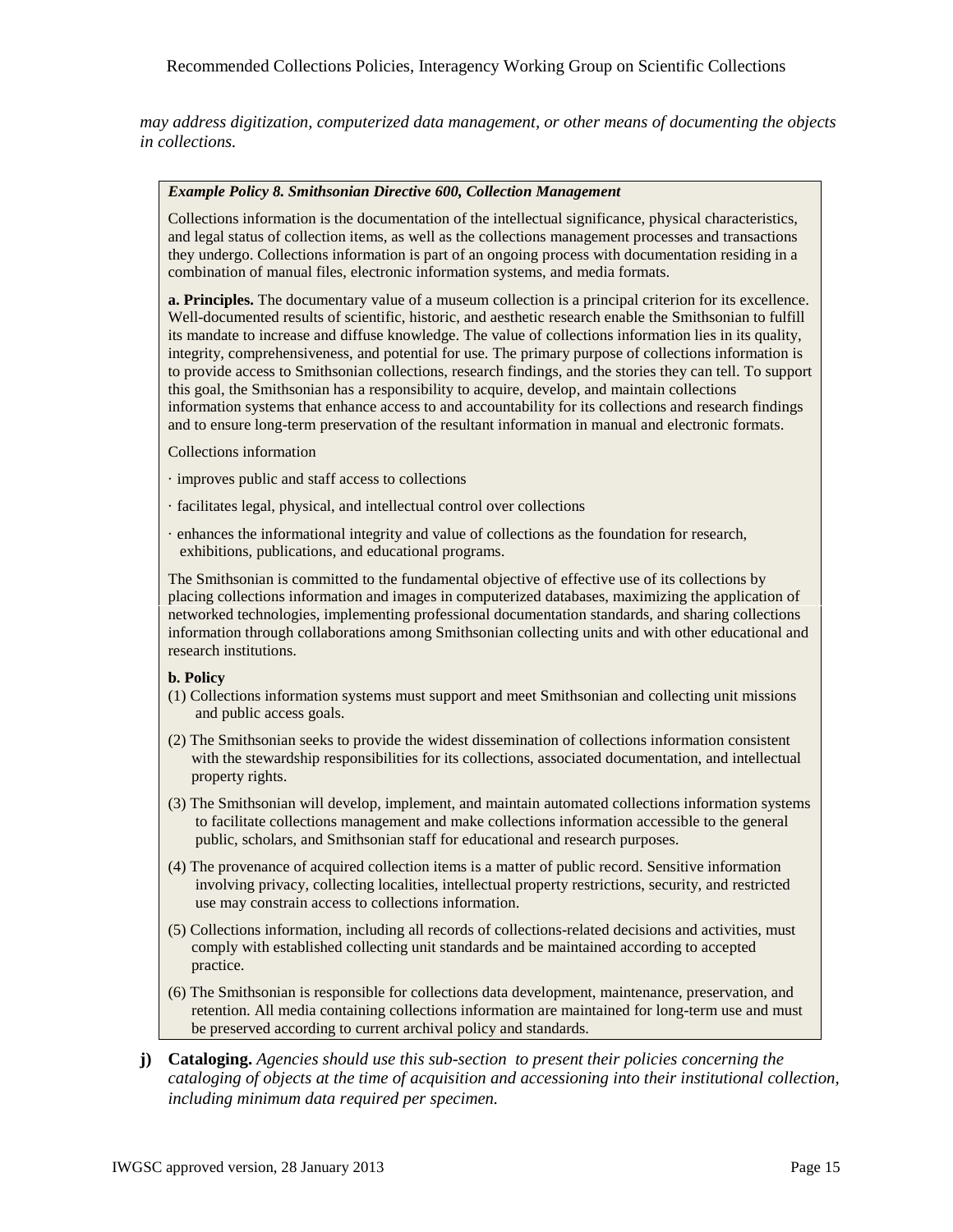*may address digitization, computerized data management, or other means of documenting the objects in collections.*

***Example Policy 8. Smithsonian Directive 600, Collection Management***

Collections information is the documentation of the intellectual significance, physical characteristics, and legal status of collection items, as well as the collections management processes and transactions they undergo. Collections information is part of an ongoing process with documentation residing in a combination of manual files, electronic information systems, and media formats.

**a. Principles.** The documentary value of a museum collection is a principal criterion for its excellence. Well-documented results of scientific, historic, and aesthetic research enable the Smithsonian to fulfill its mandate to increase and diffuse knowledge. The value of collections information lies in its quality, integrity, comprehensiveness, and potential for use. The primary purpose of collections information is to provide access to Smithsonian collections, research findings, and the stories they can tell. To support this goal, the Smithsonian has a responsibility to acquire, develop, and maintain collections information systems that enhance access to and accountability for its collections and research findings and to ensure long-term preservation of the resultant information in manual and electronic formats.

Collections information

- improves public and staff access to collections
- facilitates legal, physical, and intellectual control over collections
- enhances the informational integrity and value of collections as the foundation for research, exhibitions, publications, and educational programs.

The Smithsonian is committed to the fundamental objective of effective use of its collections by placing collections information and images in computerized databases, maximizing the application of networked technologies, implementing professional documentation standards, and sharing collections information through collaborations among Smithsonian collecting units and with other educational and research institutions.

**b. Policy**

(1) Collections information systems must support and meet Smithsonian and collecting unit missions and public access goals.

(2) The Smithsonian seeks to provide the widest dissemination of collections information consistent with the stewardship responsibilities for its collections, associated documentation, and intellectual property rights.

(3) The Smithsonian will develop, implement, and maintain automated collections information systems to facilitate collections management and make collections information accessible to the general public, scholars, and Smithsonian staff for educational and research purposes.

(4) The provenance of acquired collection items is a matter of public record. Sensitive information involving privacy, collecting localities, intellectual property restrictions, security, and restricted use may constrain access to collections information.

(5) Collections information, including all records of collections-related decisions and activities, must comply with established collecting unit standards and be maintained according to accepted practice.

(6) The Smithsonian is responsible for collections data development, maintenance, preservation, and retention. All media containing collections information are maintained for long-term use and must be preserved according to current archival policy and standards.

**j) Cataloging.** *Agencies should use this sub-section to present their policies concerning the cataloging of objects at the time of acquisition and accessioning into their institutional collection, including minimum data required per specimen.*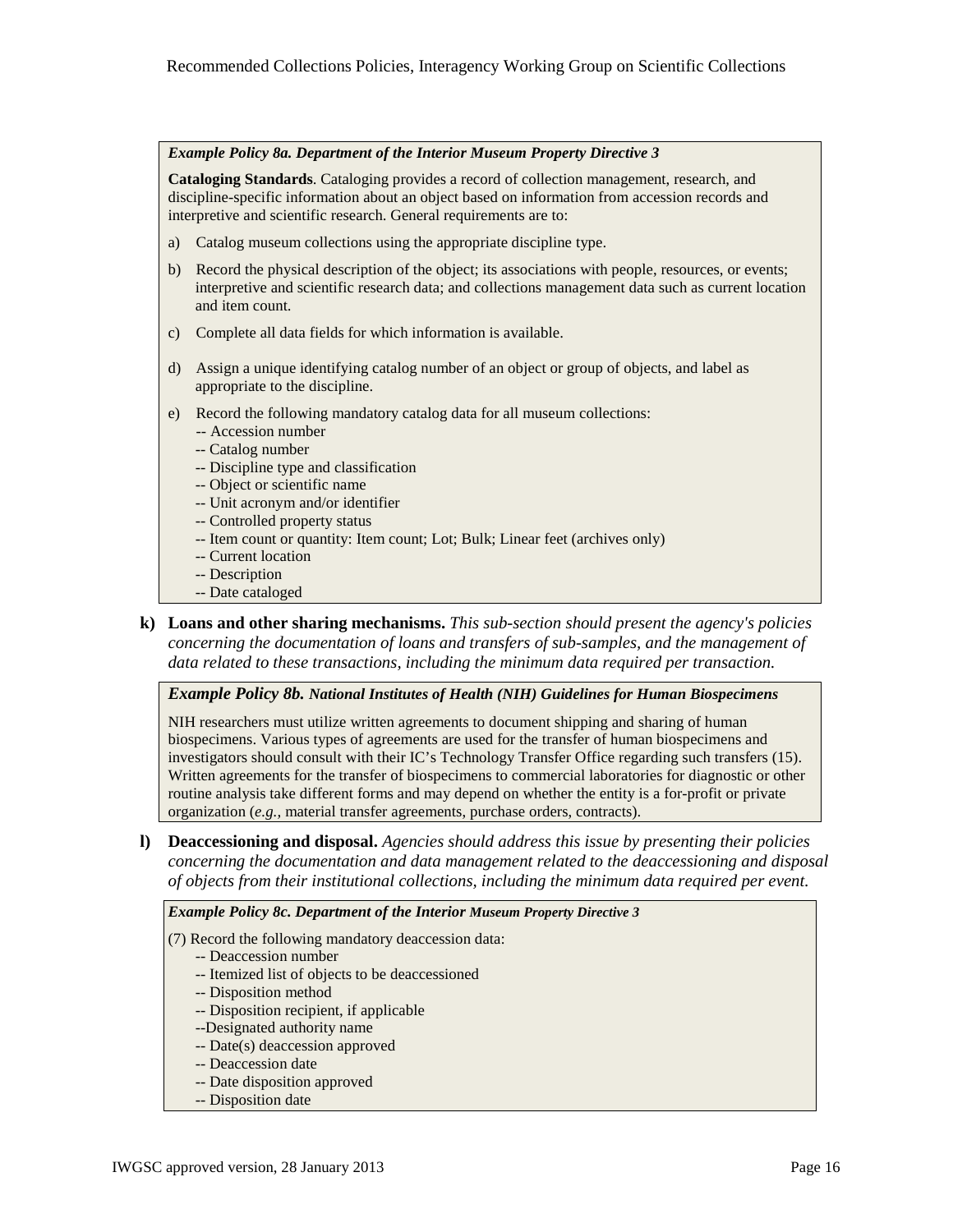***Example Policy 8a. Department of the Interior Museum Property Directive 3***

**Cataloging Standards**. Cataloging provides a record of collection management, research, and discipline-specific information about an object based on information from accession records and interpretive and scientific research. General requirements are to:

a) Catalog museum collections using the appropriate discipline type.

b) Record the physical description of the object; its associations with people, resources, or events; interpretive and scientific research data; and collections management data such as current location and item count.

c) Complete all data fields for which information is available.

d) Assign a unique identifying catalog number of an object or group of objects, and label as appropriate to the discipline.

e) Record the following mandatory catalog data for all museum collections:
-- Accession number
-- Catalog number
-- Discipline type and classification
-- Object or scientific name
-- Unit acronym and/or identifier
-- Controlled property status
-- Item count or quantity: Item count; Lot; Bulk; Linear feet (archives only)
-- Current location
-- Description
-- Date cataloged

**k) Loans and other sharing mechanisms.** *This sub-section should present the agency's policies concerning the documentation of loans and transfers of sub-samples, and the management of data related to these transactions, including the minimum data required per transaction.*

***Example Policy 8b. National Institutes of Health (NIH) Guidelines for Human Biospecimens***

NIH researchers must utilize written agreements to document shipping and sharing of human biospecimens. Various types of agreements are used for the transfer of human biospecimens and investigators should consult with their IC's Technology Transfer Office regarding such transfers (15). Written agreements for the transfer of biospecimens to commercial laboratories for diagnostic or other routine analysis take different forms and may depend on whether the entity is a for-profit or private organization (*e.g.*, material transfer agreements, purchase orders, contracts).

**l) Deaccessioning and disposal.** *Agencies should address this issue by presenting their policies concerning the documentation and data management related to the deaccessioning and disposal of objects from their institutional collections, including the minimum data required per event.*

***Example Policy 8c. Department of the Interior Museum Property Directive 3***

(7) Record the following mandatory deaccession data:
-- Deaccession number
-- Itemized list of objects to be deaccessioned
-- Disposition method
-- Disposition recipient, if applicable
--Designated authority name
-- Date(s) deaccession approved
-- Deaccession date
-- Date disposition approved
-- Disposition date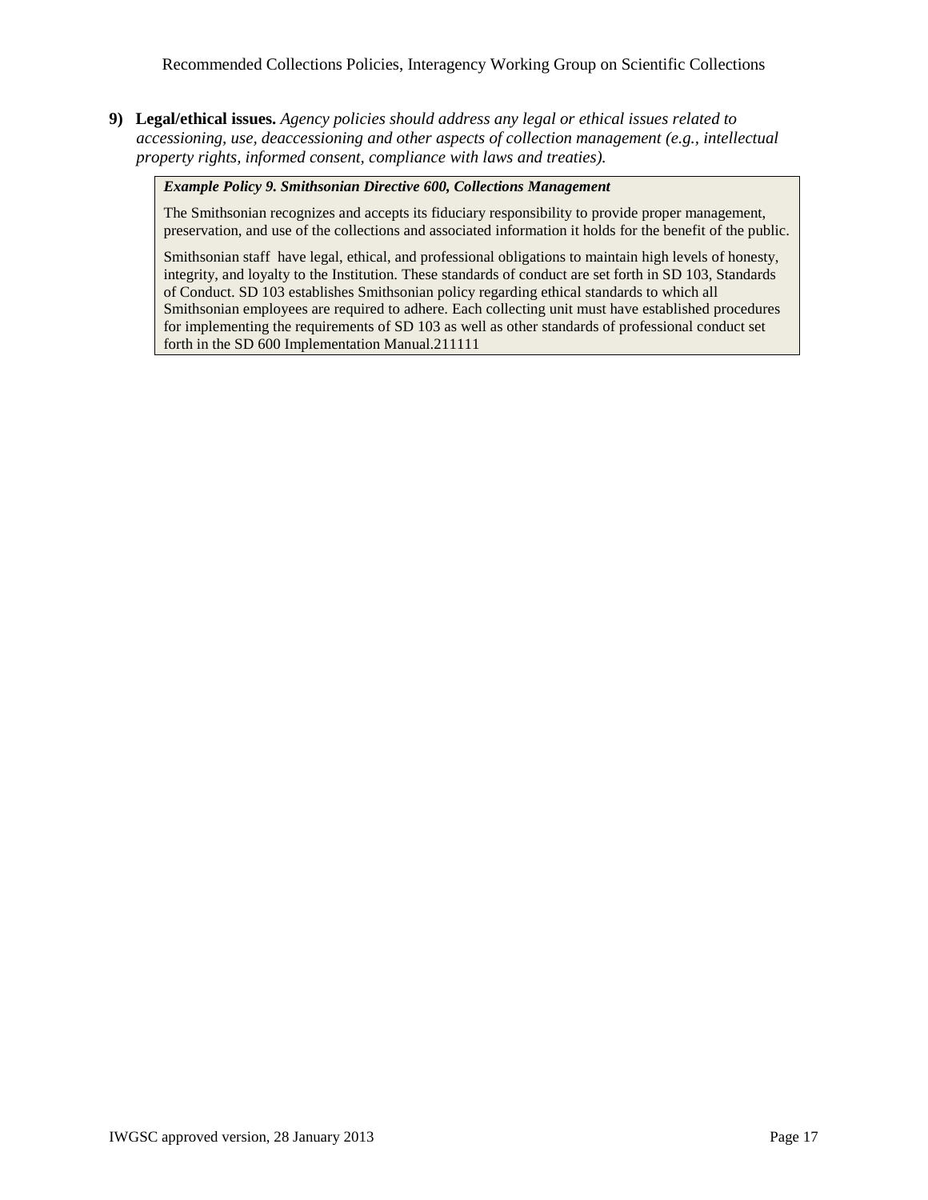**9) Legal/ethical issues.** *Agency policies should address any legal or ethical issues related to accessioning, use, deaccessioning and other aspects of collection management (e.g., intellectual property rights, informed consent, compliance with laws and treaties).*

> ***Example Policy 9. Smithsonian Directive 600, Collections Management***
>
> The Smithsonian recognizes and accepts its fiduciary responsibility to provide proper management, preservation, and use of the collections and associated information it holds for the benefit of the public.
>
> Smithsonian staff have legal, ethical, and professional obligations to maintain high levels of honesty, integrity, and loyalty to the Institution. These standards of conduct are set forth in SD 103, Standards of Conduct. SD 103 establishes Smithsonian policy regarding ethical standards to which all Smithsonian employees are required to adhere. Each collecting unit must have established procedures for implementing the requirements of SD 103 as well as other standards of professional conduct set forth in the SD 600 Implementation Manual.211111